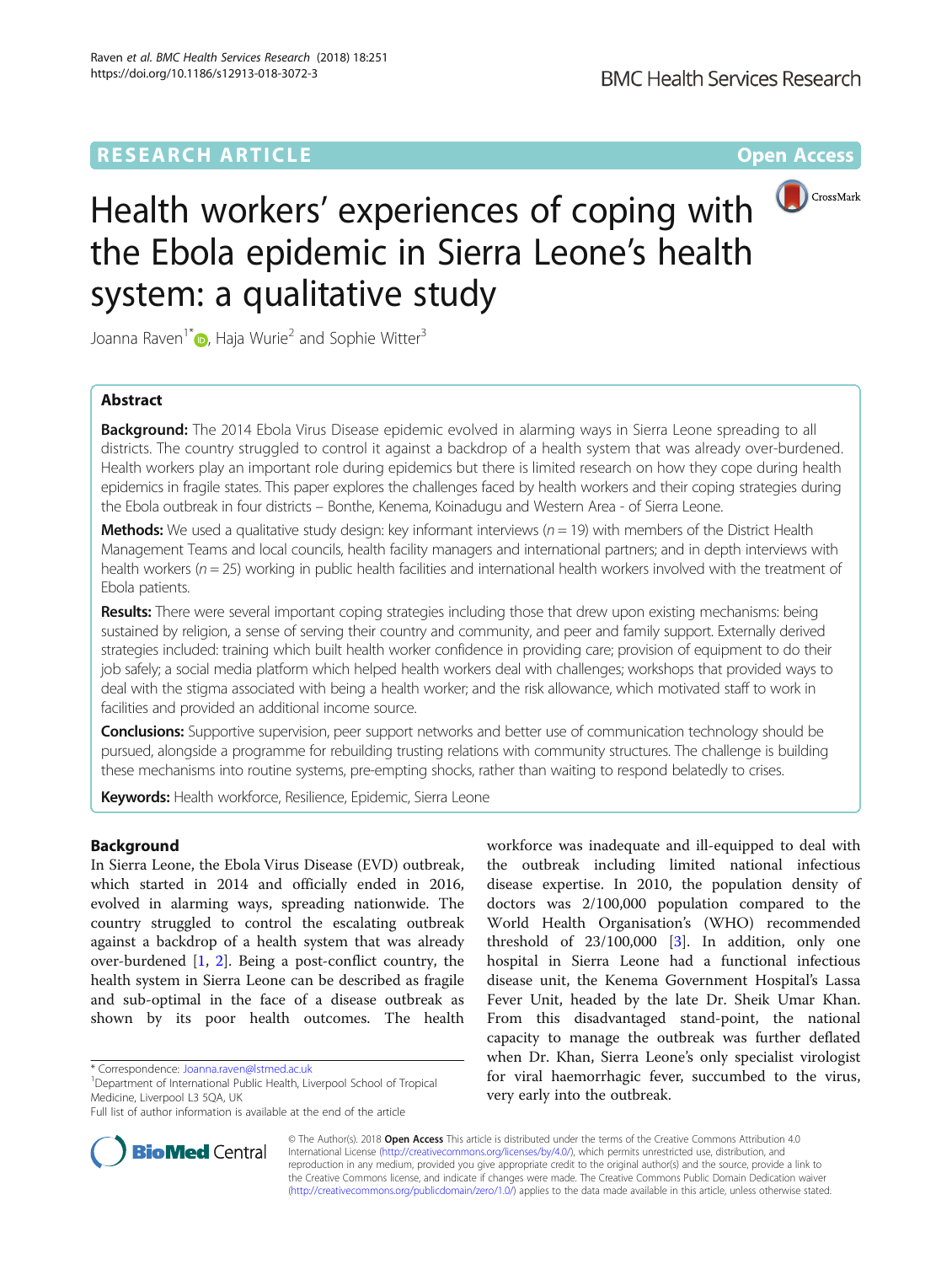RESEARCH ARTICLE

Open Access

# Health workers' experiences of coping with the Ebola epidemic in Sierra Leone's health system: a qualitative study

Joanna Raven[1*], Haja Wurie[2] and Sophie Witter[3]

## Abstract

**Background:** The 2014 Ebola Virus Disease epidemic evolved in alarming ways in Sierra Leone spreading to all districts. The country struggled to control it against a backdrop of a health system that was already over-burdened. Health workers play an important role during epidemics but there is limited research on how they cope during health epidemics in fragile states. This paper explores the challenges faced by health workers and their coping strategies during the Ebola outbreak in four districts – Bonthe, Kenema, Koinadugu and Western Area - of Sierra Leone.

**Methods:** We used a qualitative study design: key informant interviews ($n = 19$) with members of the District Health Management Teams and local councils, health facility managers and international partners; and in depth interviews with health workers ($n = 25$) working in public health facilities and international health workers involved with the treatment of Ebola patients.

**Results:** There were several important coping strategies including those that drew upon existing mechanisms: being sustained by religion, a sense of serving their country and community, and peer and family support. Externally derived strategies included: training which built health worker confidence in providing care; provision of equipment to do their job safely; a social media platform which helped health workers deal with challenges; workshops that provided ways to deal with the stigma associated with being a health worker; and the risk allowance, which motivated staff to work in facilities and provided an additional income source.

**Conclusions:** Supportive supervision, peer support networks and better use of communication technology should be pursued, alongside a programme for rebuilding trusting relations with community structures. The challenge is building these mechanisms into routine systems, pre-empting shocks, rather than waiting to respond belatedly to crises.

**Keywords:** Health workforce, Resilience, Epidemic, Sierra Leone

## Background

In Sierra Leone, the Ebola Virus Disease (EVD) outbreak, which started in 2014 and officially ended in 2016, evolved in alarming ways, spreading nationwide. The country struggled to control the escalating outbreak against a backdrop of a health system that was already over-burdened [1, 2]. Being a post-conflict country, the health system in Sierra Leone can be described as fragile and sub-optimal in the face of a disease outbreak as shown by its poor health outcomes. The health workforce was inadequate and ill-equipped to deal with the outbreak including limited national infectious disease expertise. In 2010, the population density of doctors was 2/100,000 population compared to the World Health Organisation's (WHO) recommended threshold of 23/100,000 [3]. In addition, only one hospital in Sierra Leone had a functional infectious disease unit, the Kenema Government Hospital's Lassa Fever Unit, headed by the late Dr. Sheik Umar Khan. From this disadvantaged stand-point, the national capacity to manage the outbreak was further deflated when Dr. Khan, Sierra Leone's only specialist virologist for viral haemorrhagic fever, succumbed to the virus, very early into the outbreak.

\* Correspondence: Joanna.raven@lstmed.ac.uk
[1]Department of International Public Health, Liverpool School of Tropical Medicine, Liverpool L3 5QA, UK
Full list of author information is available at the end of the article

© The Author(s). 2018 **Open Access** This article is distributed under the terms of the Creative Commons Attribution 4.0 International License (http://creativecommons.org/licenses/by/4.0/), which permits unrestricted use, distribution, and reproduction in any medium, provided you give appropriate credit to the original author(s) and the source, provide a link to the Creative Commons license, and indicate if changes were made. The Creative Commons Public Domain Dedication waiver (http://creativecommons.org/publicdomain/zero/1.0/) applies to the data made available in this article, unless otherwise stated.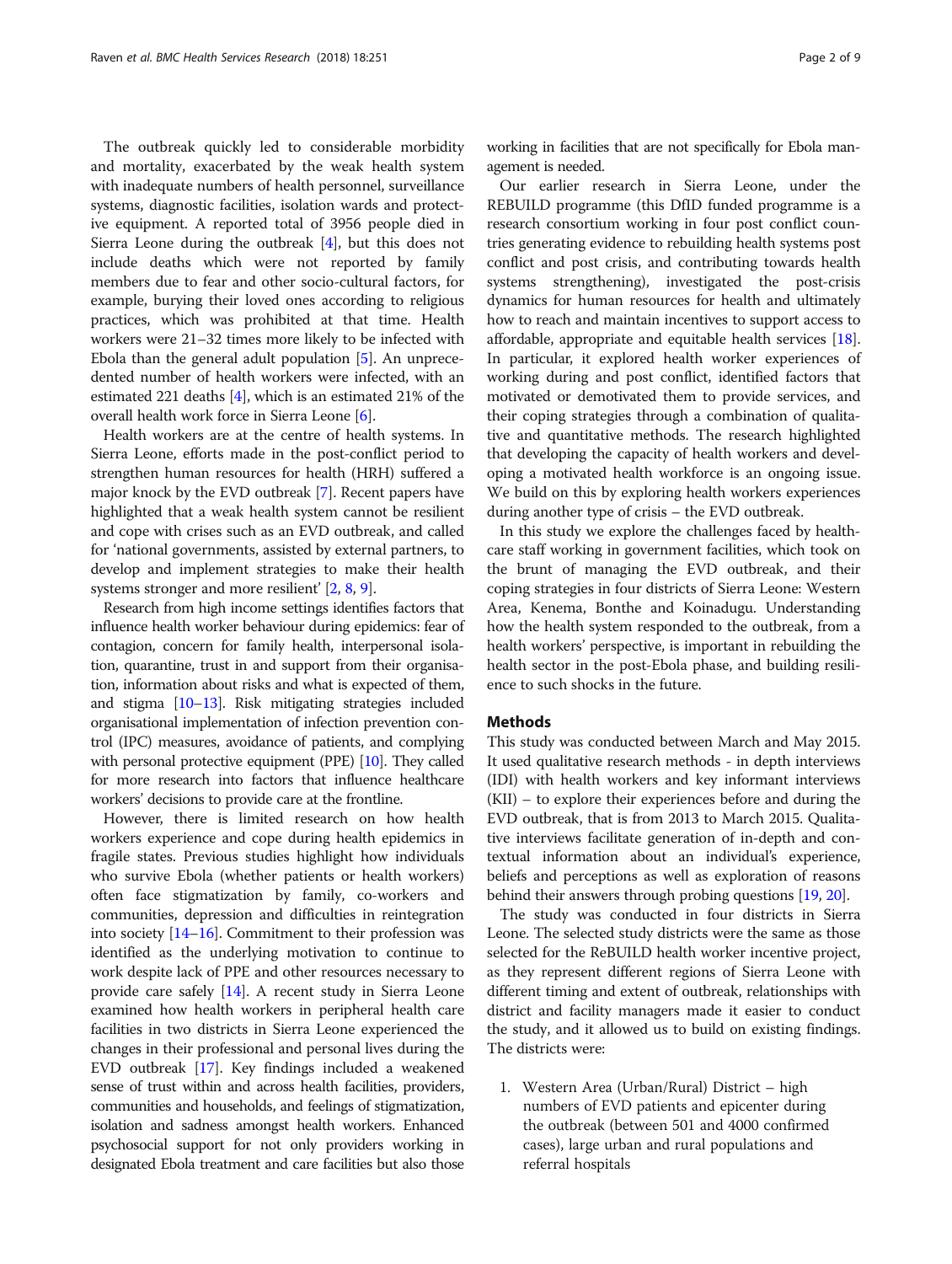The outbreak quickly led to considerable morbidity and mortality, exacerbated by the weak health system with inadequate numbers of health personnel, surveillance systems, diagnostic facilities, isolation wards and protective equipment. A reported total of 3956 people died in Sierra Leone during the outbreak [4], but this does not include deaths which were not reported by family members due to fear and other socio-cultural factors, for example, burying their loved ones according to religious practices, which was prohibited at that time. Health workers were 21–32 times more likely to be infected with Ebola than the general adult population [5]. An unprecedented number of health workers were infected, with an estimated 221 deaths [4], which is an estimated 21% of the overall health work force in Sierra Leone [6].

Health workers are at the centre of health systems. In Sierra Leone, efforts made in the post-conflict period to strengthen human resources for health (HRH) suffered a major knock by the EVD outbreak [7]. Recent papers have highlighted that a weak health system cannot be resilient and cope with crises such as an EVD outbreak, and called for 'national governments, assisted by external partners, to develop and implement strategies to make their health systems stronger and more resilient' [2, 8, 9].

Research from high income settings identifies factors that influence health worker behaviour during epidemics: fear of contagion, concern for family health, interpersonal isolation, quarantine, trust in and support from their organisation, information about risks and what is expected of them, and stigma [10–13]. Risk mitigating strategies included organisational implementation of infection prevention control (IPC) measures, avoidance of patients, and complying with personal protective equipment (PPE) [10]. They called for more research into factors that influence healthcare workers' decisions to provide care at the frontline.

However, there is limited research on how health workers experience and cope during health epidemics in fragile states. Previous studies highlight how individuals who survive Ebola (whether patients or health workers) often face stigmatization by family, co-workers and communities, depression and difficulties in reintegration into society [14–16]. Commitment to their profession was identified as the underlying motivation to continue to work despite lack of PPE and other resources necessary to provide care safely [14]. A recent study in Sierra Leone examined how health workers in peripheral health care facilities in two districts in Sierra Leone experienced the changes in their professional and personal lives during the EVD outbreak [17]. Key findings included a weakened sense of trust within and across health facilities, providers, communities and households, and feelings of stigmatization, isolation and sadness amongst health workers. Enhanced psychosocial support for not only providers working in designated Ebola treatment and care facilities but also those working in facilities that are not specifically for Ebola management is needed.

Our earlier research in Sierra Leone, under the REBUILD programme (this DfID funded programme is a research consortium working in four post conflict countries generating evidence to rebuilding health systems post conflict and post crisis, and contributing towards health systems strengthening), investigated the post-crisis dynamics for human resources for health and ultimately how to reach and maintain incentives to support access to affordable, appropriate and equitable health services [18]. In particular, it explored health worker experiences of working during and post conflict, identified factors that motivated or demotivated them to provide services, and their coping strategies through a combination of qualitative and quantitative methods. The research highlighted that developing the capacity of health workers and developing a motivated health workforce is an ongoing issue. We build on this by exploring health workers experiences during another type of crisis – the EVD outbreak.

In this study we explore the challenges faced by healthcare staff working in government facilities, which took on the brunt of managing the EVD outbreak, and their coping strategies in four districts of Sierra Leone: Western Area, Kenema, Bonthe and Koinadugu. Understanding how the health system responded to the outbreak, from a health workers' perspective, is important in rebuilding the health sector in the post-Ebola phase, and building resilience to such shocks in the future.

## Methods

This study was conducted between March and May 2015. It used qualitative research methods - in depth interviews (IDI) with health workers and key informant interviews (KII) – to explore their experiences before and during the EVD outbreak, that is from 2013 to March 2015. Qualitative interviews facilitate generation of in-depth and contextual information about an individual's experience, beliefs and perceptions as well as exploration of reasons behind their answers through probing questions [19, 20].

The study was conducted in four districts in Sierra Leone. The selected study districts were the same as those selected for the ReBUILD health worker incentive project, as they represent different regions of Sierra Leone with different timing and extent of outbreak, relationships with district and facility managers made it easier to conduct the study, and it allowed us to build on existing findings. The districts were:

1. Western Area (Urban/Rural) District – high numbers of EVD patients and epicenter during the outbreak (between 501 and 4000 confirmed cases), large urban and rural populations and referral hospitals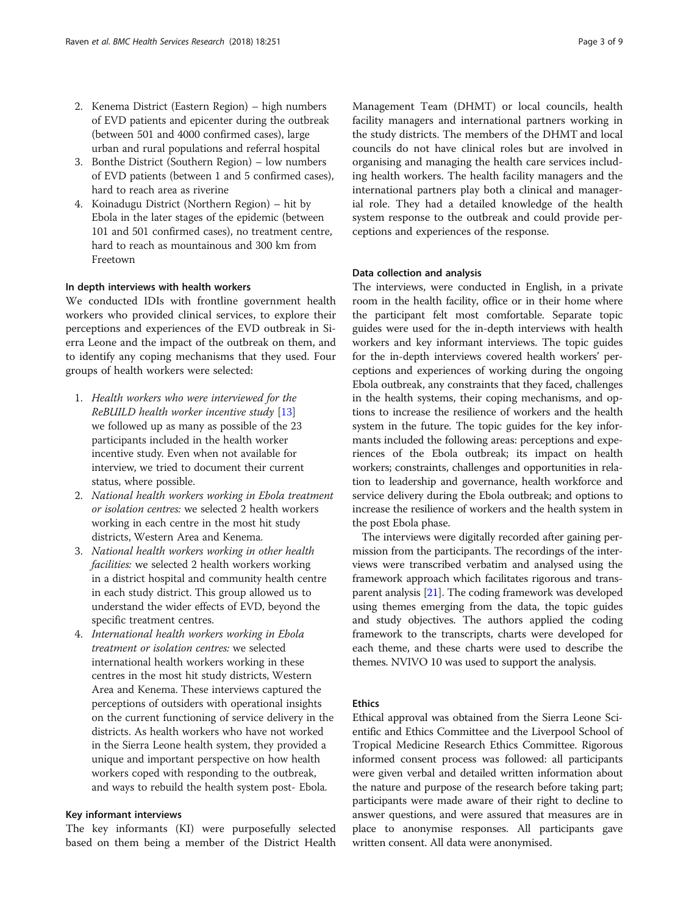2. Kenema District (Eastern Region) – high numbers of EVD patients and epicenter during the outbreak (between 501 and 4000 confirmed cases), large urban and rural populations and referral hospital
3. Bonthe District (Southern Region) – low numbers of EVD patients (between 1 and 5 confirmed cases), hard to reach area as riverine
4. Koinadugu District (Northern Region) – hit by Ebola in the later stages of the epidemic (between 101 and 501 confirmed cases), no treatment centre, hard to reach as mountainous and 300 km from Freetown

### In depth interviews with health workers

We conducted IDIs with frontline government health workers who provided clinical services, to explore their perceptions and experiences of the EVD outbreak in Sierra Leone and the impact of the outbreak on them, and to identify any coping mechanisms that they used. Four groups of health workers were selected:

1. *Health workers who were interviewed for the ReBUILD health worker incentive study* [13] we followed up as many as possible of the 23 participants included in the health worker incentive study. Even when not available for interview, we tried to document their current status, where possible.
2. *National health workers working in Ebola treatment or isolation centres:* we selected 2 health workers working in each centre in the most hit study districts, Western Area and Kenema.
3. *National health workers working in other health facilities:* we selected 2 health workers working in a district hospital and community health centre in each study district. This group allowed us to understand the wider effects of EVD, beyond the specific treatment centres.
4. *International health workers working in Ebola treatment or isolation centres:* we selected international health workers working in these centres in the most hit study districts, Western Area and Kenema. These interviews captured the perceptions of outsiders with operational insights on the current functioning of service delivery in the districts. As health workers who have not worked in the Sierra Leone health system, they provided a unique and important perspective on how health workers coped with responding to the outbreak, and ways to rebuild the health system post- Ebola.

### Key informant interviews

The key informants (KI) were purposefully selected based on them being a member of the District Health Management Team (DHMT) or local councils, health facility managers and international partners working in the study districts. The members of the DHMT and local councils do not have clinical roles but are involved in organising and managing the health care services including health workers. The health facility managers and the international partners play both a clinical and managerial role. They had a detailed knowledge of the health system response to the outbreak and could provide perceptions and experiences of the response.

### Data collection and analysis

The interviews, were conducted in English, in a private room in the health facility, office or in their home where the participant felt most comfortable. Separate topic guides were used for the in-depth interviews with health workers and key informant interviews. The topic guides for the in-depth interviews covered health workers' perceptions and experiences of working during the ongoing Ebola outbreak, any constraints that they faced, challenges in the health systems, their coping mechanisms, and options to increase the resilience of workers and the health system in the future. The topic guides for the key informants included the following areas: perceptions and experiences of the Ebola outbreak; its impact on health workers; constraints, challenges and opportunities in relation to leadership and governance, health workforce and service delivery during the Ebola outbreak; and options to increase the resilience of workers and the health system in the post Ebola phase.

The interviews were digitally recorded after gaining permission from the participants. The recordings of the interviews were transcribed verbatim and analysed using the framework approach which facilitates rigorous and transparent analysis [21]. The coding framework was developed using themes emerging from the data, the topic guides and study objectives. The authors applied the coding framework to the transcripts, charts were developed for each theme, and these charts were used to describe the themes. NVIVO 10 was used to support the analysis.

## Ethics

Ethical approval was obtained from the Sierra Leone Scientific and Ethics Committee and the Liverpool School of Tropical Medicine Research Ethics Committee. Rigorous informed consent process was followed: all participants were given verbal and detailed written information about the nature and purpose of the research before taking part; participants were made aware of their right to decline to answer questions, and were assured that measures are in place to anonymise responses. All participants gave written consent. All data were anonymised.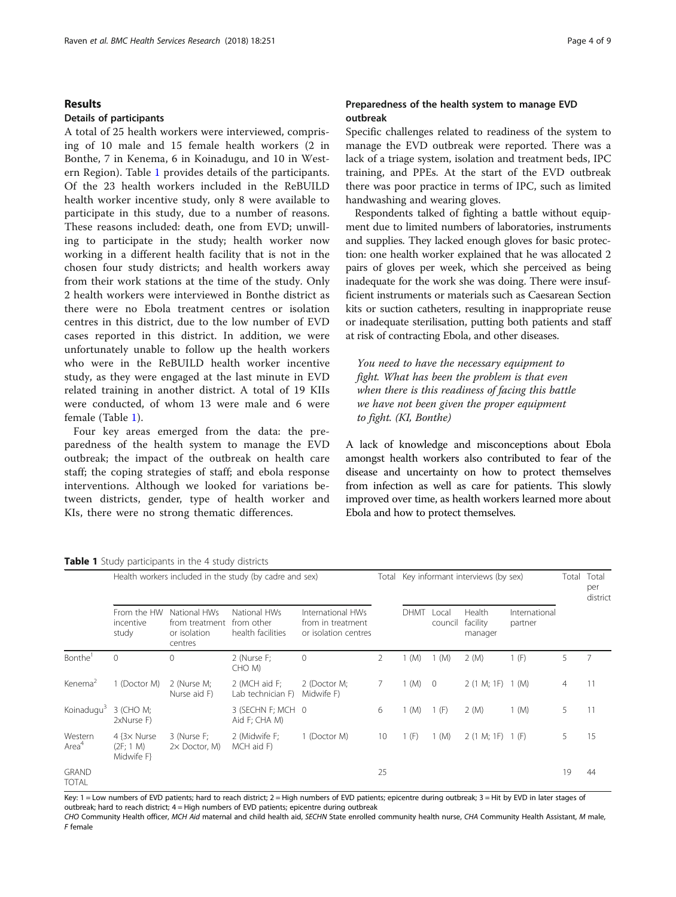## Results

### Details of participants

A total of 25 health workers were interviewed, comprising of 10 male and 15 female health workers (2 in Bonthe, 7 in Kenema, 6 in Koinadugu, and 10 in Western Region). Table 1 provides details of the participants. Of the 23 health workers included in the ReBUILD health worker incentive study, only 8 were available to participate in this study, due to a number of reasons. These reasons included: death, one from EVD; unwilling to participate in the study; health worker now working in a different health facility that is not in the chosen four study districts; and health workers away from their work stations at the time of the study. Only 2 health workers were interviewed in Bonthe district as there were no Ebola treatment centres or isolation centres in this district, due to the low number of EVD cases reported in this district. In addition, we were unfortunately unable to follow up the health workers who were in the ReBUILD health worker incentive study, as they were engaged at the last minute in EVD related training in another district. A total of 19 KIIs were conducted, of whom 13 were male and 6 were female (Table 1).

Four key areas emerged from the data: the preparedness of the health system to manage the EVD outbreak; the impact of the outbreak on health care staff; the coping strategies of staff; and ebola response interventions. Although we looked for variations between districts, gender, type of health worker and KIs, there were no strong thematic differences.

### Preparedness of the health system to manage EVD outbreak

Specific challenges related to readiness of the system to manage the EVD outbreak were reported. There was a lack of a triage system, isolation and treatment beds, IPC training, and PPEs. At the start of the EVD outbreak there was poor practice in terms of IPC, such as limited handwashing and wearing gloves.

Respondents talked of fighting a battle without equipment due to limited numbers of laboratories, instruments and supplies. They lacked enough gloves for basic protection: one health worker explained that he was allocated 2 pairs of gloves per week, which she perceived as being inadequate for the work she was doing. There were insufficient instruments or materials such as Caesarean Section kits or suction catheters, resulting in inappropriate reuse or inadequate sterilisation, putting both patients and staff at risk of contracting Ebola, and other diseases.

> *You need to have the necessary equipment to fight. What has been the problem is that even when there is this readiness of facing this battle we have not been given the proper equipment to fight. (KI, Bonthe)*

A lack of knowledge and misconceptions about Ebola amongst health workers also contributed to fear of the disease and uncertainty on how to protect themselves from infection as well as care for patients. This slowly improved over time, as health workers learned more about Ebola and how to protect themselves.

**Table 1** Study participants in the 4 study districts

| | Health workers included in the study (by cadre and sex) | | | | Total | Key informant interviews (by sex) | | | | Total | Total per district |
|---|---|---|---|---|---|---|---|---|---|---|---|
| | From the HW incentive study | National HWs from treatment or isolation centres | National HWs from other health facilities | International HWs from in treatment or isolation centres | | DHMT | Local council | Health facility manager | International partner | | |
| Bonthe[1] | 0 | 0 | 2 (Nurse F; CHO M) | 0 | 2 | 1 (M) | 1 (M) | 2 (M) | 1 (F) | 5 | 7 |
| Kenema[2] | 1 (Doctor M) | 2 (Nurse M; Nurse aid F) | 2 (MCH aid F; Lab technician F) | 2 (Doctor M; Midwife F) | 7 | 1 (M) | 0 | 2 (1 M; 1F) | 1 (M) | 4 | 11 |
| Koinadugu[3] | 3 (CHO M; 2xNurse F) | | 3 (SECHN F; MCH Aid F; CHA M) | 0 | 6 | 1 (M) | 1 (F) | 2 (M) | 1 (M) | 5 | 11 |
| Western Area[4] | 4 {3× Nurse (2F; 1 M) Midwife F} | 3 (Nurse F; 2× Doctor, M) | 2 (Midwife F; MCH aid F) | 1 (Doctor M) | 10 | 1 (F) | 1 (M) | 2 (1 M; 1F) | 1 (F) | 5 | 15 |
| GRAND TOTAL | | | | | 25 | | | | | 19 | 44 |

Key: 1 = Low numbers of EVD patients; hard to reach district; 2 = High numbers of EVD patients; epicentre during outbreak; 3 = Hit by EVD in later stages of outbreak; hard to reach district; 4 = High numbers of EVD patients; epicentre during outbreak

*CHO* Community Health officer, *MCH Aid* maternal and child health aid, *SECHN* State enrolled community health nurse, *CHA* Community Health Assistant, *M* male, *F* female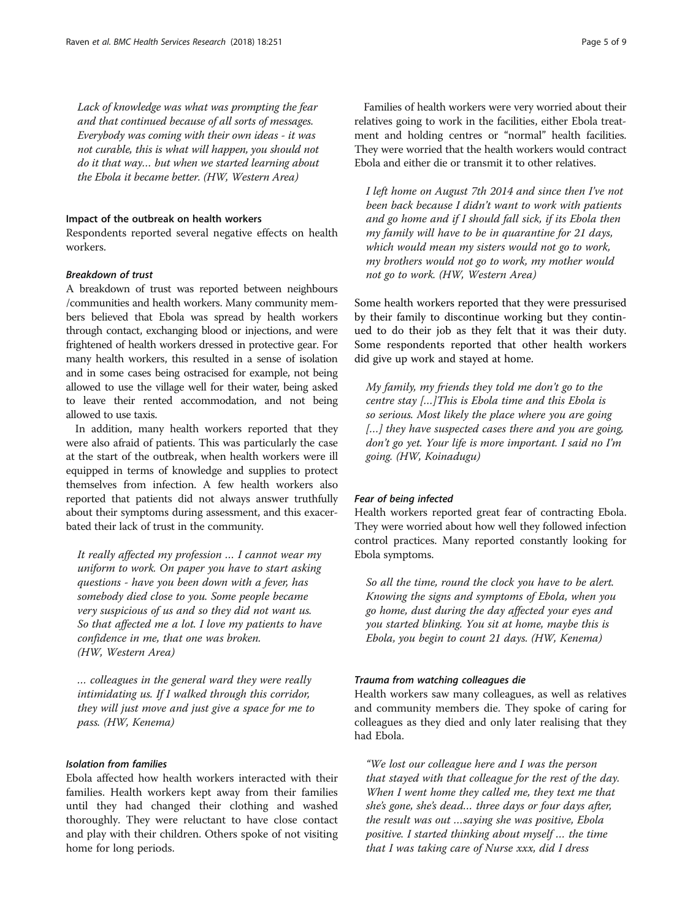*Lack of knowledge was what was prompting the fear and that continued because of all sorts of messages. Everybody was coming with their own ideas - it was not curable, this is what will happen, you should not do it that way… but when we started learning about the Ebola it became better. (HW, Western Area)*

### Impact of the outbreak on health workers

Respondents reported several negative effects on health workers.

#### *Breakdown of trust*

A breakdown of trust was reported between neighbours /communities and health workers. Many community members believed that Ebola was spread by health workers through contact, exchanging blood or injections, and were frightened of health workers dressed in protective gear. For many health workers, this resulted in a sense of isolation and in some cases being ostracised for example, not being allowed to use the village well for their water, being asked to leave their rented accommodation, and not being allowed to use taxis.

In addition, many health workers reported that they were also afraid of patients. This was particularly the case at the start of the outbreak, when health workers were ill equipped in terms of knowledge and supplies to protect themselves from infection. A few health workers also reported that patients did not always answer truthfully about their symptoms during assessment, and this exacerbated their lack of trust in the community.

*It really affected my profession … I cannot wear my uniform to work. On paper you have to start asking questions - have you been down with a fever, has somebody died close to you. Some people became very suspicious of us and so they did not want us. So that affected me a lot. I love my patients to have confidence in me, that one was broken. (HW, Western Area)*

*… colleagues in the general ward they were really intimidating us. If I walked through this corridor, they will just move and just give a space for me to pass. (HW, Kenema)*

#### *Isolation from families*

Ebola affected how health workers interacted with their families. Health workers kept away from their families until they had changed their clothing and washed thoroughly. They were reluctant to have close contact and play with their children. Others spoke of not visiting home for long periods.

Families of health workers were very worried about their relatives going to work in the facilities, either Ebola treatment and holding centres or "normal" health facilities. They were worried that the health workers would contract Ebola and either die or transmit it to other relatives.

*I left home on August 7th 2014 and since then I've not been back because I didn't want to work with patients and go home and if I should fall sick, if its Ebola then my family will have to be in quarantine for 21 days, which would mean my sisters would not go to work, my brothers would not go to work, my mother would not go to work. (HW, Western Area)*

Some health workers reported that they were pressurised by their family to discontinue working but they continued to do their job as they felt that it was their duty. Some respondents reported that other health workers did give up work and stayed at home.

*My family, my friends they told me don't go to the centre stay […]This is Ebola time and this Ebola is so serious. Most likely the place where you are going […] they have suspected cases there and you are going, don't go yet. Your life is more important. I said no I'm going. (HW, Koinadugu)*

#### *Fear of being infected*

Health workers reported great fear of contracting Ebola. They were worried about how well they followed infection control practices. Many reported constantly looking for Ebola symptoms.

*So all the time, round the clock you have to be alert. Knowing the signs and symptoms of Ebola, when you go home, dust during the day affected your eyes and you started blinking. You sit at home, maybe this is Ebola, you begin to count 21 days. (HW, Kenema)*

#### *Trauma from watching colleagues die*

Health workers saw many colleagues, as well as relatives and community members die. They spoke of caring for colleagues as they died and only later realising that they had Ebola.

*"We lost our colleague here and I was the person that stayed with that colleague for the rest of the day. When I went home they called me, they text me that she's gone, she's dead… three days or four days after, the result was out …saying she was positive, Ebola positive. I started thinking about myself … the time that I was taking care of Nurse xxx, did I dress*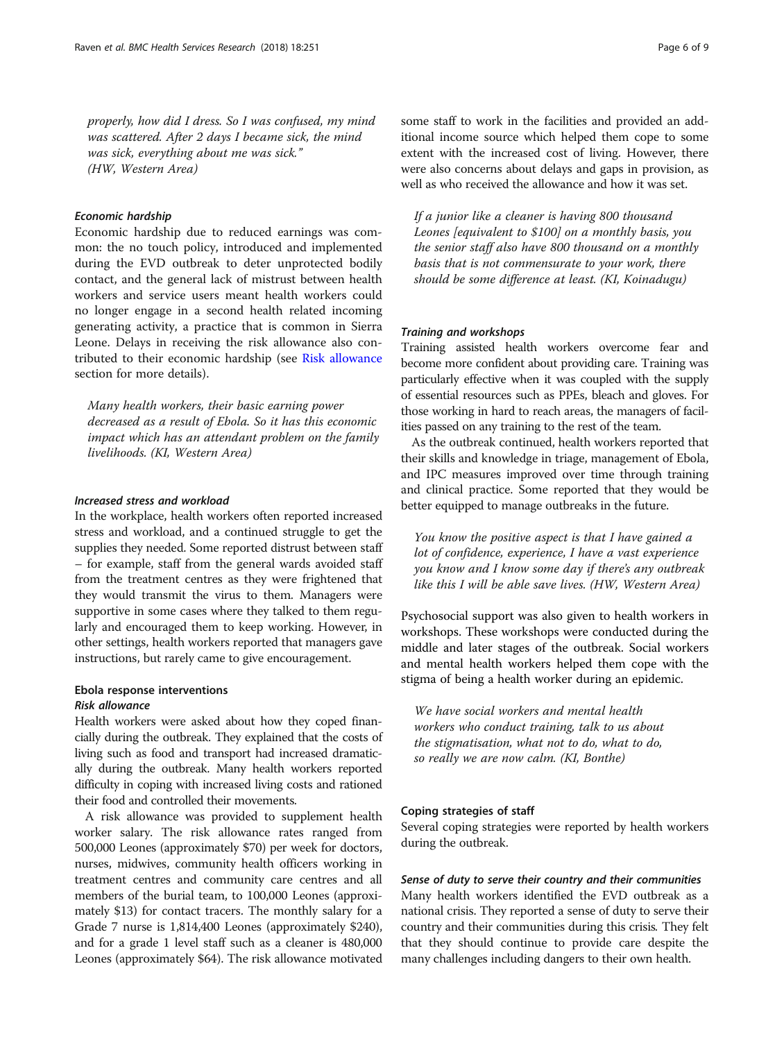*properly, how did I dress. So I was confused, my mind was scattered. After 2 days I became sick, the mind was sick, everything about me was sick." (HW, Western Area)*

#### *Economic hardship*

Economic hardship due to reduced earnings was common: the no touch policy, introduced and implemented during the EVD outbreak to deter unprotected bodily contact, and the general lack of mistrust between health workers and service users meant health workers could no longer engage in a second health related incoming generating activity, a practice that is common in Sierra Leone. Delays in receiving the risk allowance also contributed to their economic hardship (see Risk allowance section for more details).

> *Many health workers, their basic earning power decreased as a result of Ebola. So it has this economic impact which has an attendant problem on the family livelihoods. (KI, Western Area)*

#### *Increased stress and workload*

In the workplace, health workers often reported increased stress and workload, and a continued struggle to get the supplies they needed. Some reported distrust between staff – for example, staff from the general wards avoided staff from the treatment centres as they were frightened that they would transmit the virus to them. Managers were supportive in some cases where they talked to them regularly and encouraged them to keep working. However, in other settings, health workers reported that managers gave instructions, but rarely came to give encouragement.

### Ebola response interventions

#### *Risk allowance*

Health workers were asked about how they coped financially during the outbreak. They explained that the costs of living such as food and transport had increased dramatically during the outbreak. Many health workers reported difficulty in coping with increased living costs and rationed their food and controlled their movements.

A risk allowance was provided to supplement health worker salary. The risk allowance rates ranged from 500,000 Leones (approximately $70) per week for doctors, nurses, midwives, community health officers working in treatment centres and community care centres and all members of the burial team, to 100,000 Leones (approximately $13) for contact tracers. The monthly salary for a Grade 7 nurse is 1,814,400 Leones (approximately $240), and for a grade 1 level staff such as a cleaner is 480,000 Leones (approximately $64). The risk allowance motivated some staff to work in the facilities and provided an additional income source which helped them cope to some extent with the increased cost of living. However, there were also concerns about delays and gaps in provision, as well as who received the allowance and how it was set.

> *If a junior like a cleaner is having 800 thousand Leones [equivalent to $100] on a monthly basis, you the senior staff also have 800 thousand on a monthly basis that is not commensurate to your work, there should be some difference at least. (KI, Koinadugu)*

#### *Training and workshops*

Training assisted health workers overcome fear and become more confident about providing care. Training was particularly effective when it was coupled with the supply of essential resources such as PPEs, bleach and gloves. For those working in hard to reach areas, the managers of facilities passed on any training to the rest of the team.

As the outbreak continued, health workers reported that their skills and knowledge in triage, management of Ebola, and IPC measures improved over time through training and clinical practice. Some reported that they would be better equipped to manage outbreaks in the future.

> *You know the positive aspect is that I have gained a lot of confidence, experience, I have a vast experience you know and I know some day if there's any outbreak like this I will be able save lives. (HW, Western Area)*

Psychosocial support was also given to health workers in workshops. These workshops were conducted during the middle and later stages of the outbreak. Social workers and mental health workers helped them cope with the stigma of being a health worker during an epidemic.

> *We have social workers and mental health workers who conduct training, talk to us about the stigmatisation, what not to do, what to do, so really we are now calm. (KI, Bonthe)*

### Coping strategies of staff

Several coping strategies were reported by health workers during the outbreak.

#### *Sense of duty to serve their country and their communities*

Many health workers identified the EVD outbreak as a national crisis. They reported a sense of duty to serve their country and their communities during this crisis. They felt that they should continue to provide care despite the many challenges including dangers to their own health.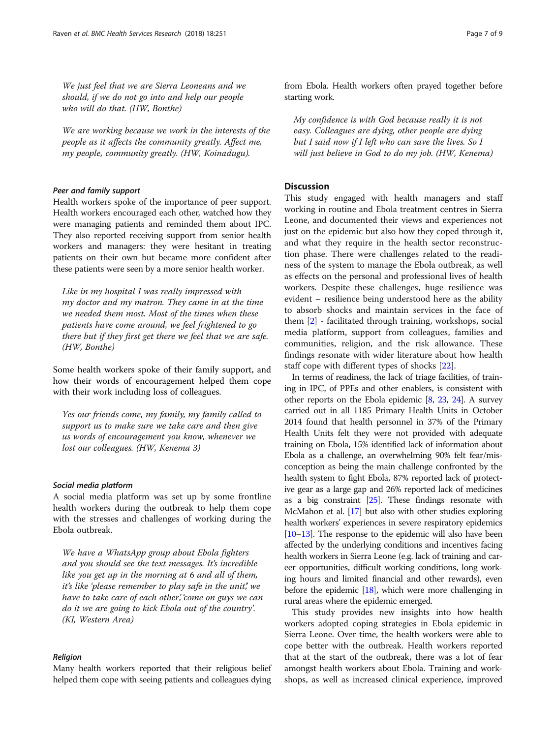*We just feel that we are Sierra Leoneans and we should, if we do not go into and help our people who will do that. (HW, Bonthe)*

*We are working because we work in the interests of the people as it affects the community greatly. Affect me, my people, community greatly. (HW, Koinadugu).*

#### *Peer and family support*

Health workers spoke of the importance of peer support. Health workers encouraged each other, watched how they were managing patients and reminded them about IPC. They also reported receiving support from senior health workers and managers: they were hesitant in treating patients on their own but became more confident after these patients were seen by a more senior health worker.

*Like in my hospital I was really impressed with my doctor and my matron. They came in at the time we needed them most. Most of the times when these patients have come around, we feel frightened to go there but if they first get there we feel that we are safe. (HW, Bonthe)*

Some health workers spoke of their family support, and how their words of encouragement helped them cope with their work including loss of colleagues.

*Yes our friends come, my family, my family called to support us to make sure we take care and then give us words of encouragement you know, whenever we lost our colleagues. (HW, Kenema 3)*

#### *Social media platform*

A social media platform was set up by some frontline health workers during the outbreak to help them cope with the stresses and challenges of working during the Ebola outbreak.

*We have a WhatsApp group about Ebola fighters and you should see the text messages. It's incredible like you get up in the morning at 6 and all of them, it's like 'please remember to play safe in the unit,' we have to take care of each other,' 'come on guys we can do it we are going to kick Ebola out of the country'. (KI, Western Area)*

#### *Religion*

Many health workers reported that their religious belief helped them cope with seeing patients and colleagues dying from Ebola. Health workers often prayed together before starting work.

*My confidence is with God because really it is not easy. Colleagues are dying, other people are dying but I said now if I left who can save the lives. So I will just believe in God to do my job. (HW, Kenema)*

## Discussion

This study engaged with health managers and staff working in routine and Ebola treatment centres in Sierra Leone, and documented their views and experiences not just on the epidemic but also how they coped through it, and what they require in the health sector reconstruction phase. There were challenges related to the readiness of the system to manage the Ebola outbreak, as well as effects on the personal and professional lives of health workers. Despite these challenges, huge resilience was evident – resilience being understood here as the ability to absorb shocks and maintain services in the face of them [2] - facilitated through training, workshops, social media platform, support from colleagues, families and communities, religion, and the risk allowance. These findings resonate with wider literature about how health staff cope with different types of shocks [22].

In terms of readiness, the lack of triage facilities, of training in IPC, of PPEs and other enablers, is consistent with other reports on the Ebola epidemic [8, 23, 24]. A survey carried out in all 1185 Primary Health Units in October 2014 found that health personnel in 37% of the Primary Health Units felt they were not provided with adequate training on Ebola, 15% identified lack of information about Ebola as a challenge, an overwhelming 90% felt fear/misconception as being the main challenge confronted by the health system to fight Ebola, 87% reported lack of protective gear as a large gap and 26% reported lack of medicines as a big constraint [25]. These findings resonate with McMahon et al. [17] but also with other studies exploring health workers' experiences in severe respiratory epidemics [10–13]. The response to the epidemic will also have been affected by the underlying conditions and incentives facing health workers in Sierra Leone (e.g. lack of training and career opportunities, difficult working conditions, long working hours and limited financial and other rewards), even before the epidemic [18], which were more challenging in rural areas where the epidemic emerged.

This study provides new insights into how health workers adopted coping strategies in Ebola epidemic in Sierra Leone. Over time, the health workers were able to cope better with the outbreak. Health workers reported that at the start of the outbreak, there was a lot of fear amongst health workers about Ebola. Training and workshops, as well as increased clinical experience, improved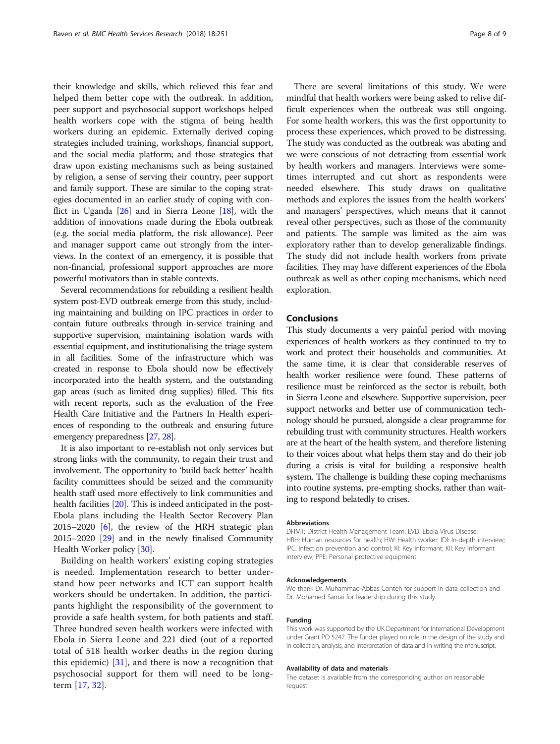their knowledge and skills, which relieved this fear and helped them better cope with the outbreak. In addition, peer support and psychosocial support workshops helped health workers cope with the stigma of being health workers during an epidemic. Externally derived coping strategies included training, workshops, financial support, and the social media platform; and those strategies that draw upon existing mechanisms such as being sustained by religion, a sense of serving their country, peer support and family support. These are similar to the coping strategies documented in an earlier study of coping with conflict in Uganda [26] and in Sierra Leone [18], with the addition of innovations made during the Ebola outbreak (e.g. the social media platform, the risk allowance). Peer and manager support came out strongly from the interviews. In the context of an emergency, it is possible that non-financial, professional support approaches are more powerful motivators than in stable contexts.

Several recommendations for rebuilding a resilient health system post-EVD outbreak emerge from this study, including maintaining and building on IPC practices in order to contain future outbreaks through in-service training and supportive supervision, maintaining isolation wards with essential equipment, and institutionalising the triage system in all facilities. Some of the infrastructure which was created in response to Ebola should now be effectively incorporated into the health system, and the outstanding gap areas (such as limited drug supplies) filled. This fits with recent reports, such as the evaluation of the Free Health Care Initiative and the Partners In Health experiences of responding to the outbreak and ensuring future emergency preparedness [27, 28].

It is also important to re-establish not only services but strong links with the community, to regain their trust and involvement. The opportunity to 'build back better' health facility committees should be seized and the community health staff used more effectively to link communities and health facilities [20]. This is indeed anticipated in the post-Ebola plans including the Health Sector Recovery Plan 2015–2020 [6], the review of the HRH strategic plan 2015–2020 [29] and in the newly finalised Community Health Worker policy [30].

Building on health workers' existing coping strategies is needed. Implementation research to better understand how peer networks and ICT can support health workers should be undertaken. In addition, the participants highlight the responsibility of the government to provide a safe health system, for both patients and staff. Three hundred seven health workers were infected with Ebola in Sierra Leone and 221 died (out of a reported total of 518 health worker deaths in the region during this epidemic) [31], and there is now a recognition that psychosocial support for them will need to be long-term [17, 32].

There are several limitations of this study. We were mindful that health workers were being asked to relive difficult experiences when the outbreak was still ongoing. For some health workers, this was the first opportunity to process these experiences, which proved to be distressing. The study was conducted as the outbreak was abating and we were conscious of not detracting from essential work by health workers and managers. Interviews were sometimes interrupted and cut short as respondents were needed elsewhere. This study draws on qualitative methods and explores the issues from the health workers' and managers' perspectives, which means that it cannot reveal other perspectives, such as those of the community and patients. The sample was limited as the aim was exploratory rather than to develop generalizable findings. The study did not include health workers from private facilities. They may have different experiences of the Ebola outbreak as well as other coping mechanisms, which need exploration.

## Conclusions

This study documents a very painful period with moving experiences of health workers as they continued to try to work and protect their households and communities. At the same time, it is clear that considerable reserves of health worker resilience were found. These patterns of resilience must be reinforced as the sector is rebuilt, both in Sierra Leone and elsewhere. Supportive supervision, peer support networks and better use of communication technology should be pursued, alongside a clear programme for rebuilding trust with community structures. Health workers are at the heart of the health system, and therefore listening to their voices about what helps them stay and do their job during a crisis is vital for building a responsive health system. The challenge is building these coping mechanisms into routine systems, pre-empting shocks, rather than waiting to respond belatedly to crises.

#### Abbreviations

DHMT: District Health Management Team; EVD: Ebola Virus Disease; HRH: Human resources for health; HW: Health worker; IDI: In-depth interview; IPC: Infection prevention and control; KI: Key informant; KII: Key informant interview; PPE: Personal protective equipment

#### Acknowledgements

We thank Dr. Muhammad-Abbas Conteh for support in data collection and Dr. Mohamed Samai for leadership during this study.

#### Funding

This work was supported by the UK Department for International Development under Grant PO 5247. The funder played no role in the design of the study and in collection, analysis, and interpretation of data and in writing the manuscript.

#### Availability of data and materials

The dataset is available from the corresponding author on reasonable request.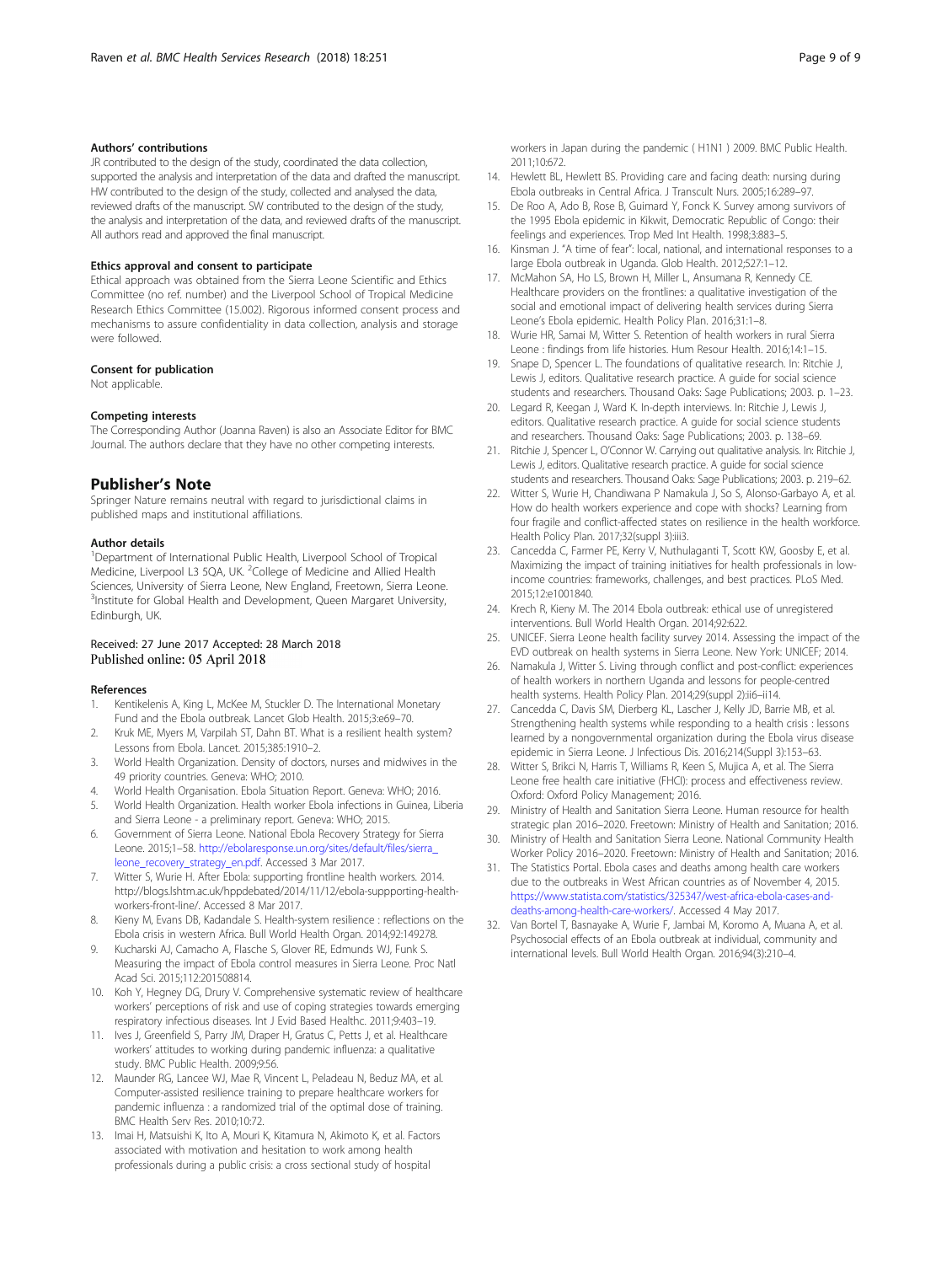### Authors' contributions

JR contributed to the design of the study, coordinated the data collection, supported the analysis and interpretation of the data and drafted the manuscript. HW contributed to the design of the study, collected and analysed the data, reviewed drafts of the manuscript. SW contributed to the design of the study, the analysis and interpretation of the data, and reviewed drafts of the manuscript. All authors read and approved the final manuscript.

### Ethics approval and consent to participate

Ethical approach was obtained from the Sierra Leone Scientific and Ethics Committee (no ref. number) and the Liverpool School of Tropical Medicine Research Ethics Committee (15.002). Rigorous informed consent process and mechanisms to assure confidentiality in data collection, analysis and storage were followed.

### Consent for publication

Not applicable.

### Competing interests

The Corresponding Author (Joanna Raven) is also an Associate Editor for BMC Journal. The authors declare that they have no other competing interests.

## Publisher's Note

Springer Nature remains neutral with regard to jurisdictional claims in published maps and institutional affiliations.

### Author details

[1]Department of International Public Health, Liverpool School of Tropical Medicine, Liverpool L3 5QA, UK. [2]College of Medicine and Allied Health Sciences, University of Sierra Leone, New England, Freetown, Sierra Leone. [3]Institute for Global Health and Development, Queen Margaret University, Edinburgh, UK.

Received: 27 June 2017 Accepted: 28 March 2018
Published online: 05 April 2018

### References

1. Kentikelenis A, King L, McKee M, Stuckler D. The International Monetary Fund and the Ebola outbreak. Lancet Glob Health. 2015;3:e69–70.
2. Kruk ME, Myers M, Varpilah ST, Dahn BT. What is a resilient health system? Lessons from Ebola. Lancet. 2015;385:1910–2.
3. World Health Organization. Density of doctors, nurses and midwives in the 49 priority countries. Geneva: WHO; 2010.
4. World Health Organisation. Ebola Situation Report. Geneva: WHO; 2016.
5. World Health Organization. Health worker Ebola infections in Guinea, Liberia and Sierra Leone - a preliminary report. Geneva: WHO; 2015.
6. Government of Sierra Leone. National Ebola Recovery Strategy for Sierra Leone. 2015;1–58. http://ebolaresponse.un.org/sites/default/files/sierra_leone_recovery_strategy_en.pdf. Accessed 3 Mar 2017.
7. Witter S, Wurie H. After Ebola: supporting frontline health workers. 2014. http://blogs.lshtm.ac.uk/hppdebated/2014/11/12/ebola-suppporting-health-workers-front-line/. Accessed 8 Mar 2017.
8. Kieny M, Evans DB, Kadandale S. Health-system resilience : reflections on the Ebola crisis in western Africa. Bull World Health Organ. 2014;92:149278.
9. Kucharski AJ, Camacho A, Flasche S, Glover RE, Edmunds WJ, Funk S. Measuring the impact of Ebola control measures in Sierra Leone. Proc Natl Acad Sci. 2015;112:201508814.
10. Koh Y, Hegney DG, Drury V. Comprehensive systematic review of healthcare workers' perceptions of risk and use of coping strategies towards emerging respiratory infectious diseases. Int J Evid Based Healthc. 2011;9:403–19.
11. Ives J, Greenfield S, Parry JM, Draper H, Gratus C, Petts J, et al. Healthcare workers' attitudes to working during pandemic influenza: a qualitative study. BMC Public Health. 2009;9:56.
12. Maunder RG, Lancee WJ, Mae R, Vincent L, Peladeau N, Beduz MA, et al. Computer-assisted resilience training to prepare healthcare workers for pandemic influenza : a randomized trial of the optimal dose of training. BMC Health Serv Res. 2010;10:72.
13. Imai H, Matsuishi K, Ito A, Mouri K, Kitamura N, Akimoto K, et al. Factors associated with motivation and hesitation to work among health professionals during a public crisis: a cross sectional study of hospital workers in Japan during the pandemic ( H1N1 ) 2009. BMC Public Health. 2011;10:672.
14. Hewlett BL, Hewlett BS. Providing care and facing death: nursing during Ebola outbreaks in Central Africa. J Transcult Nurs. 2005;16:289–97.
15. De Roo A, Ado B, Rose B, Guimard Y, Fonck K. Survey among survivors of the 1995 Ebola epidemic in Kikwit, Democratic Republic of Congo: their feelings and experiences. Trop Med Int Health. 1998;3:883–5.
16. Kinsman J. "A time of fear": local, national, and international responses to a large Ebola outbreak in Uganda. Glob Health. 2012;527:1–12.
17. McMahon SA, Ho LS, Brown H, Miller L, Ansumana R, Kennedy CE. Healthcare providers on the frontlines: a qualitative investigation of the social and emotional impact of delivering health services during Sierra Leone's Ebola epidemic. Health Policy Plan. 2016;31:1–8.
18. Wurie HR, Samai M, Witter S. Retention of health workers in rural Sierra Leone : findings from life histories. Hum Resour Health. 2016;14:1–15.
19. Snape D, Spencer L. The foundations of qualitative research. In: Ritchie J, Lewis J, editors. Qualitative research practice. A guide for social science students and researchers. Thousand Oaks: Sage Publications; 2003. p. 1–23.
20. Legard R, Keegan J, Ward K. In-depth interviews. In: Ritchie J, Lewis J, editors. Qualitative research practice. A guide for social science students and researchers. Thousand Oaks: Sage Publications; 2003. p. 138–69.
21. Ritchie J, Spencer L, O'Connor W. Carrying out qualitative analysis. In: Ritchie J, Lewis J, editors. Qualitative research practice. A guide for social science students and researchers. Thousand Oaks: Sage Publications; 2003. p. 219–62.
22. Witter S, Wurie H, Chandiwana P Namakula J, So S, Alonso-Garbayo A, et al. How do health workers experience and cope with shocks? Learning from four fragile and conflict-affected states on resilience in the health workforce. Health Policy Plan. 2017;32(suppl 3):iii3.
23. Cancedda C, Farmer PE, Kerry V, Nuthulaganti T, Scott KW, Goosby E, et al. Maximizing the impact of training initiatives for health professionals in low-income countries: frameworks, challenges, and best practices. PLoS Med. 2015;12:e1001840.
24. Krech R, Kieny M. The 2014 Ebola outbreak: ethical use of unregistered interventions. Bull World Health Organ. 2014;92:622.
25. UNICEF. Sierra Leone health facility survey 2014. Assessing the impact of the EVD outbreak on health systems in Sierra Leone. New York: UNICEF; 2014.
26. Namakula J, Witter S. Living through conflict and post-conflict: experiences of health workers in northern Uganda and lessons for people-centred health systems. Health Policy Plan. 2014;29(suppl 2):ii6–ii14.
27. Cancedda C, Davis SM, Dierberg KL, Lascher J, Kelly JD, Barrie MB, et al. Strengthening health systems while responding to a health crisis : lessons learned by a nongovernmental organization during the Ebola virus disease epidemic in Sierra Leone. J Infectious Dis. 2016;214(Suppl 3):153–63.
28. Witter S, Brikci N, Harris T, Williams R, Keen S, Mujica A, et al. The Sierra Leone free health care initiative (FHCI): process and effectiveness review. Oxford: Oxford Policy Management; 2016.
29. Ministry of Health and Sanitation Sierra Leone. Human resource for health strategic plan 2016–2020. Freetown: Ministry of Health and Sanitation; 2016.
30. Ministry of Health and Sanitation Sierra Leone. National Community Health Worker Policy 2016–2020. Freetown: Ministry of Health and Sanitation; 2016.
31. The Statistics Portal. Ebola cases and deaths among health care workers due to the outbreaks in West African countries as of November 4, 2015. https://www.statista.com/statistics/325347/west-africa-ebola-cases-and-deaths-among-health-care-workers/. Accessed 4 May 2017.
32. Van Bortel T, Basnayake A, Wurie F, Jambai M, Koroma A, Muana A, et al. Psychosocial effects of an Ebola outbreak at individual, community and international levels. Bull World Health Organ. 2016;94(3):210–4.